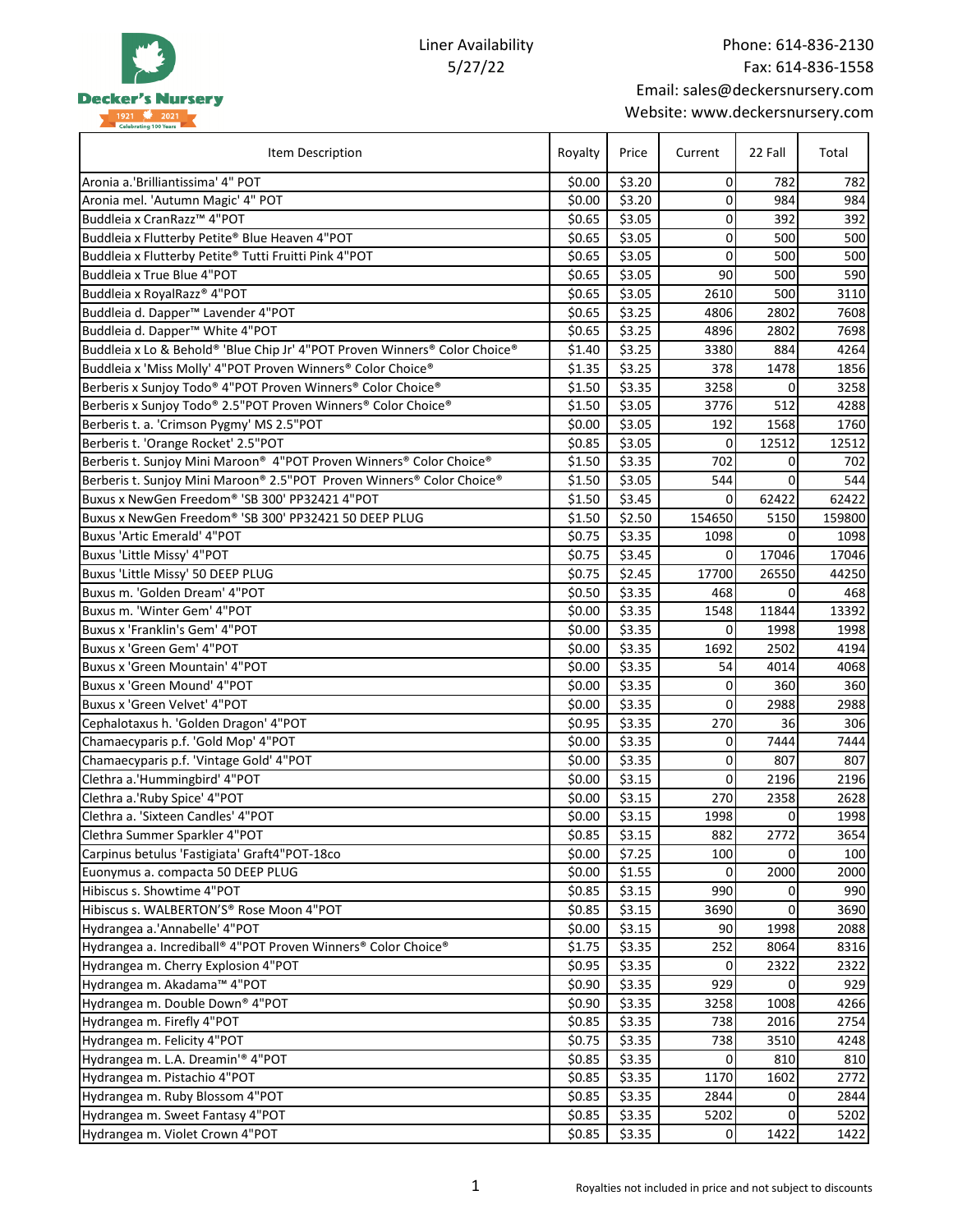Decker's Nursery
1921 2021
Celebrating 100 Years

Liner Availability
5/27/22

Phone: 614-836-2130
Fax: 614-836-1558
Email: sales@deckersnursery.com
Website: www.deckersnursery.com

| Item Description | Royalty | Price | Current | 22 Fall | Total |
|---|---|---|---|---|---|
| Aronia a.'Brilliantissima' 4" POT | $0.00 | $3.20 | 0 | 782 | 782 |
| Aronia mel. 'Autumn Magic' 4" POT | $0.00 | $3.20 | 0 | 984 | 984 |
| Buddleia x CranRazz™ 4"POT | $0.65 | $3.05 | 0 | 392 | 392 |
| Buddleia x Flutterby Petite® Blue Heaven 4"POT | $0.65 | $3.05 | 0 | 500 | 500 |
| Buddleia x Flutterby Petite® Tutti Fruitti Pink 4"POT | $0.65 | $3.05 | 0 | 500 | 500 |
| Buddleia x True Blue 4"POT | $0.65 | $3.05 | 90 | 500 | 590 |
| Buddleia x RoyalRazz® 4"POT | $0.65 | $3.05 | 2610 | 500 | 3110 |
| Buddleia d. Dapper™ Lavender 4"POT | $0.65 | $3.25 | 4806 | 2802 | 7608 |
| Buddleia d. Dapper™ White 4"POT | $0.65 | $3.25 | 4896 | 2802 | 7698 |
| Buddleia x Lo & Behold® 'Blue Chip Jr' 4"POT Proven Winners® Color Choice® | $1.40 | $3.25 | 3380 | 884 | 4264 |
| Buddleia x 'Miss Molly' 4"POT Proven Winners® Color Choice® | $1.35 | $3.25 | 378 | 1478 | 1856 |
| Berberis x Sunjoy Todo® 4"POT Proven Winners® Color Choice® | $1.50 | $3.35 | 3258 | 0 | 3258 |
| Berberis x Sunjoy Todo® 2.5"POT Proven Winners® Color Choice® | $1.50 | $3.05 | 3776 | 512 | 4288 |
| Berberis t. a. 'Crimson Pygmy' MS 2.5"POT | $0.00 | $3.05 | 192 | 1568 | 1760 |
| Berberis t. 'Orange Rocket' 2.5"POT | $0.85 | $3.05 | 0 | 12512 | 12512 |
| Berberis t. Sunjoy Mini Maroon® 4"POT Proven Winners® Color Choice® | $1.50 | $3.35 | 702 | 0 | 702 |
| Berberis t. Sunjoy Mini Maroon® 2.5"POT Proven Winners® Color Choice® | $1.50 | $3.05 | 544 | 0 | 544 |
| Buxus x NewGen Freedom® 'SB 300' PP32421 4"POT | $1.50 | $3.45 | 0 | 62422 | 62422 |
| Buxus x NewGen Freedom® 'SB 300' PP32421 50 DEEP PLUG | $1.50 | $2.50 | 154650 | 5150 | 159800 |
| Buxus 'Artic Emerald' 4"POT | $0.75 | $3.35 | 1098 | 0 | 1098 |
| Buxus 'Little Missy' 4"POT | $0.75 | $3.45 | 0 | 17046 | 17046 |
| Buxus 'Little Missy' 50 DEEP PLUG | $0.75 | $2.45 | 17700 | 26550 | 44250 |
| Buxus m. 'Golden Dream' 4"POT | $0.50 | $3.35 | 468 | 0 | 468 |
| Buxus m. 'Winter Gem' 4"POT | $0.00 | $3.35 | 1548 | 11844 | 13392 |
| Buxus x 'Franklin's Gem' 4"POT | $0.00 | $3.35 | 0 | 1998 | 1998 |
| Buxus x 'Green Gem' 4"POT | $0.00 | $3.35 | 1692 | 2502 | 4194 |
| Buxus x 'Green Mountain' 4"POT | $0.00 | $3.35 | 54 | 4014 | 4068 |
| Buxus x 'Green Mound' 4"POT | $0.00 | $3.35 | 0 | 360 | 360 |
| Buxus x 'Green Velvet' 4"POT | $0.00 | $3.35 | 0 | 2988 | 2988 |
| Cephalotaxus h. 'Golden Dragon' 4"POT | $0.95 | $3.35 | 270 | 36 | 306 |
| Chamaecyparis p.f. 'Gold Mop' 4"POT | $0.00 | $3.35 | 0 | 7444 | 7444 |
| Chamaecyparis p.f. 'Vintage Gold' 4"POT | $0.00 | $3.35 | 0 | 807 | 807 |
| Clethra a.'Hummingbird' 4"POT | $0.00 | $3.15 | 0 | 2196 | 2196 |
| Clethra a.'Ruby Spice' 4"POT | $0.00 | $3.15 | 270 | 2358 | 2628 |
| Clethra a. 'Sixteen Candles' 4"POT | $0.00 | $3.15 | 1998 | 0 | 1998 |
| Clethra Summer Sparkler 4"POT | $0.85 | $3.15 | 882 | 2772 | 3654 |
| Carpinus betulus 'Fastigiata' Graft4"POT-18co | $0.00 | $7.25 | 100 | 0 | 100 |
| Euonymus a. compacta 50 DEEP PLUG | $0.00 | $1.55 | 0 | 2000 | 2000 |
| Hibiscus s. Showtime 4"POT | $0.85 | $3.15 | 990 | 0 | 990 |
| Hibiscus s. WALBERTON'S® Rose Moon 4"POT | $0.85 | $3.15 | 3690 | 0 | 3690 |
| Hydrangea a.'Annabelle' 4"POT | $0.00 | $3.15 | 90 | 1998 | 2088 |
| Hydrangea a. Incrediball® 4"POT Proven Winners® Color Choice® | $1.75 | $3.35 | 252 | 8064 | 8316 |
| Hydrangea m. Cherry Explosion 4"POT | $0.95 | $3.35 | 0 | 2322 | 2322 |
| Hydrangea m. Akadama™ 4"POT | $0.90 | $3.35 | 929 | 0 | 929 |
| Hydrangea m. Double Down® 4"POT | $0.90 | $3.35 | 3258 | 1008 | 4266 |
| Hydrangea m. Firefly 4"POT | $0.85 | $3.35 | 738 | 2016 | 2754 |
| Hydrangea m. Felicity 4"POT | $0.75 | $3.35 | 738 | 3510 | 4248 |
| Hydrangea m. L.A. Dreamin'® 4"POT | $0.85 | $3.35 | 0 | 810 | 810 |
| Hydrangea m. Pistachio 4"POT | $0.85 | $3.35 | 1170 | 1602 | 2772 |
| Hydrangea m. Ruby Blossom 4"POT | $0.85 | $3.35 | 2844 | 0 | 2844 |
| Hydrangea m. Sweet Fantasy 4"POT | $0.85 | $3.35 | 5202 | 0 | 5202 |
| Hydrangea m. Violet Crown 4"POT | $0.85 | $3.35 | 0 | 1422 | 1422 |

Royalties not included in price and not subject to discounts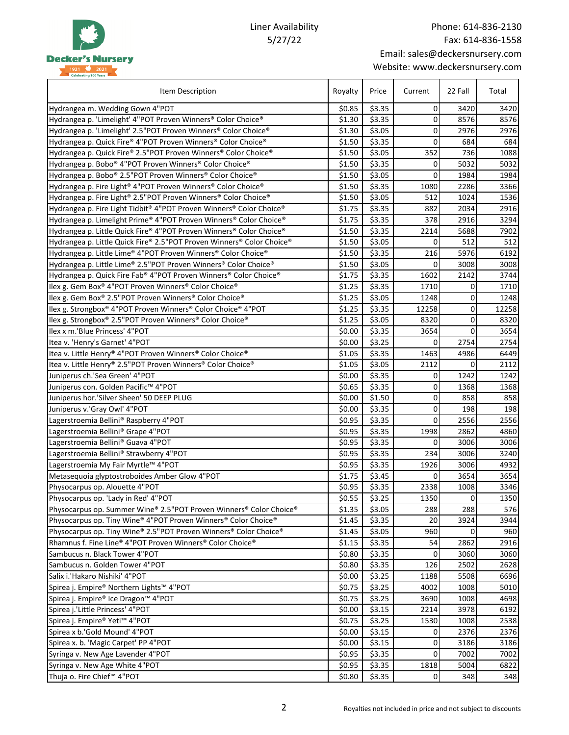Liner Availability
5/27/22

Phone: 614-836-2130
Fax: 614-836-1558
Email: sales@deckersnursery.com
Website: www.deckersnursery.com

| Item Description | Royalty | Price | Current | 22 Fall | Total |
|---|---|---|---|---|---|
| Hydrangea m. Wedding Gown 4"POT | $0.85 | $3.35 | 0 | 3420 | 3420 |
| Hydrangea p. 'Limelight' 4"POT Proven Winners® Color Choice® | $1.30 | $3.35 | 0 | 8576 | 8576 |
| Hydrangea p. 'Limelight' 2.5"POT Proven Winners® Color Choice® | $1.30 | $3.05 | 0 | 2976 | 2976 |
| Hydrangea p. Quick Fire® 4"POT Proven Winners® Color Choice® | $1.50 | $3.35 | 0 | 684 | 684 |
| Hydrangea p. Quick Fire® 2.5"POT Proven Winners® Color Choice® | $1.50 | $3.05 | 352 | 736 | 1088 |
| Hydrangea p. Bobo® 4"POT Proven Winners® Color Choice® | $1.50 | $3.35 | 0 | 5032 | 5032 |
| Hydrangea p. Bobo® 2.5"POT Proven Winners® Color Choice® | $1.50 | $3.05 | 0 | 1984 | 1984 |
| Hydrangea p. Fire Light® 4"POT Proven Winners® Color Choice® | $1.50 | $3.35 | 1080 | 2286 | 3366 |
| Hydrangea p. Fire Light® 2.5"POT Proven Winners® Color Choice® | $1.50 | $3.05 | 512 | 1024 | 1536 |
| Hydrangea p. Fire Light Tidbit® 4"POT Proven Winners® Color Choice® | $1.75 | $3.35 | 882 | 2034 | 2916 |
| Hydrangea p. Limelight Prime® 4"POT Proven Winners® Color Choice® | $1.75 | $3.35 | 378 | 2916 | 3294 |
| Hydrangea p. Little Quick Fire® 4"POT Proven Winners® Color Choice® | $1.50 | $3.35 | 2214 | 5688 | 7902 |
| Hydrangea p. Little Quick Fire® 2.5"POT Proven Winners® Color Choice® | $1.50 | $3.05 | 0 | 512 | 512 |
| Hydrangea p. Little Lime® 4"POT Proven Winners® Color Choice® | $1.50 | $3.35 | 216 | 5976 | 6192 |
| Hydrangea p. Little Lime® 2.5"POT Proven Winners® Color Choice® | $1.50 | $3.05 | 0 | 3008 | 3008 |
| Hydrangea p. Quick Fire Fab® 4"POT Proven Winners® Color Choice® | $1.75 | $3.35 | 1602 | 2142 | 3744 |
| Ilex g. Gem Box® 4"POT Proven Winners® Color Choice® | $1.25 | $3.35 | 1710 | 0 | 1710 |
| Ilex g. Gem Box® 2.5"POT Proven Winners® Color Choice® | $1.25 | $3.05 | 1248 | 0 | 1248 |
| Ilex g. Strongbox® 4"POT Proven Winners® Color Choice® 4"POT | $1.25 | $3.35 | 12258 | 0 | 12258 |
| Ilex g. Strongbox® 2.5"POT Proven Winners® Color Choice® | $1.25 | $3.05 | 8320 | 0 | 8320 |
| Ilex x m.'Blue Princess' 4"POT | $0.00 | $3.35 | 3654 | 0 | 3654 |
| Itea v. 'Henry's Garnet' 4"POT | $0.00 | $3.25 | 0 | 2754 | 2754 |
| Itea v. Little Henry® 4"POT Proven Winners® Color Choice® | $1.05 | $3.35 | 1463 | 4986 | 6449 |
| Itea v. Little Henry® 2.5"POT Proven Winners® Color Choice® | $1.05 | $3.05 | 2112 | 0 | 2112 |
| Juniperus ch.'Sea Green' 4"POT | $0.00 | $3.35 | 0 | 1242 | 1242 |
| Juniperus con. Golden Pacific™ 4"POT | $0.65 | $3.35 | 0 | 1368 | 1368 |
| Juniperus hor.'Silver Sheen' 50 DEEP PLUG | $0.00 | $1.50 | 0 | 858 | 858 |
| Juniperus v.'Gray Owl' 4"POT | $0.00 | $3.35 | 0 | 198 | 198 |
| Lagerstroemia Bellini® Raspberry 4"POT | $0.95 | $3.35 | 0 | 2556 | 2556 |
| Lagerstroemia Bellini® Grape 4"POT | $0.95 | $3.35 | 1998 | 2862 | 4860 |
| Lagerstroemia Bellini® Guava 4"POT | $0.95 | $3.35 | 0 | 3006 | 3006 |
| Lagerstroemia Bellini® Strawberry 4"POT | $0.95 | $3.35 | 234 | 3006 | 3240 |
| Lagerstroemia My Fair Myrtle™ 4"POT | $0.95 | $3.35 | 1926 | 3006 | 4932 |
| Metasequoia glyptostroboides Amber Glow 4"POT | $1.75 | $3.45 | 0 | 3654 | 3654 |
| Physocarpus op. Alouette 4"POT | $0.95 | $3.35 | 2338 | 1008 | 3346 |
| Physocarpus op. 'Lady in Red' 4"POT | $0.55 | $3.25 | 1350 | 0 | 1350 |
| Physocarpus op. Summer Wine® 2.5"POT Proven Winners® Color Choice® | $1.35 | $3.05 | 288 | 288 | 576 |
| Physocarpus op. Tiny Wine® 4"POT Proven Winners® Color Choice® | $1.45 | $3.35 | 20 | 3924 | 3944 |
| Physocarpus op. Tiny Wine® 2.5"POT Proven Winners® Color Choice® | $1.45 | $3.05 | 960 | 0 | 960 |
| Rhamnus f. Fine Line® 4"POT Proven Winners® Color Choice® | $1.15 | $3.35 | 54 | 2862 | 2916 |
| Sambucus n. Black Tower 4"POT | $0.80 | $3.35 | 0 | 3060 | 3060 |
| Sambucus n. Golden Tower 4"POT | $0.80 | $3.35 | 126 | 2502 | 2628 |
| Salix i.'Hakaro Nishiki' 4"POT | $0.00 | $3.25 | 1188 | 5508 | 6696 |
| Spirea j. Empire® Northern Lights™ 4"POT | $0.75 | $3.25 | 4002 | 1008 | 5010 |
| Spirea j. Empire® Ice Dragon™ 4"POT | $0.75 | $3.25 | 3690 | 1008 | 4698 |
| Spirea j.'Little Princess' 4"POT | $0.00 | $3.15 | 2214 | 3978 | 6192 |
| Spirea j. Empire® Yeti™ 4"POT | $0.75 | $3.25 | 1530 | 1008 | 2538 |
| Spirea x b.'Gold Mound' 4"POT | $0.00 | $3.15 | 0 | 2376 | 2376 |
| Spirea x. b. 'Magic Carpet' PP 4"POT | $0.00 | $3.15 | 0 | 3186 | 3186 |
| Syringa v. New Age Lavender 4"POT | $0.95 | $3.35 | 0 | 7002 | 7002 |
| Syringa v. New Age White 4"POT | $0.95 | $3.35 | 1818 | 5004 | 6822 |
| Thuja o. Fire Chief™ 4"POT | $0.80 | $3.35 | 0 | 348 | 348 |

Royalties not included in price and not subject to discounts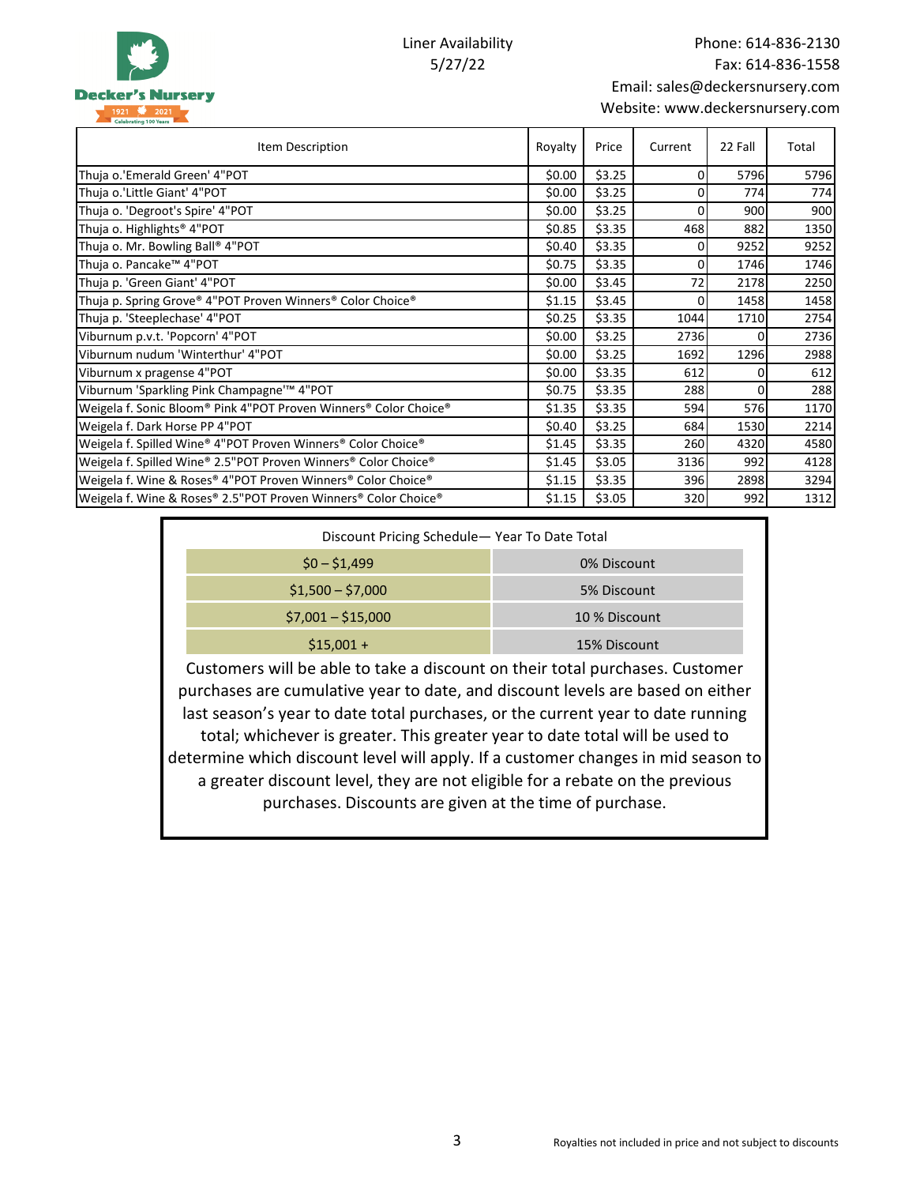Decker's Nursery

1921 2021 Celebrating 100 Years

Liner Availability
5/27/22

Phone: 614-836-2130
Fax: 614-836-1558
Email: sales@deckersnursery.com
Website: www.deckersnursery.com

| Item Description | Royalty | Price | Current | 22 Fall | Total |
|---|---|---|---|---|---|
| Thuja o.'Emerald Green' 4"POT | $0.00 | $3.25 | 0 | 5796 | 5796 |
| Thuja o.'Little Giant' 4"POT | $0.00 | $3.25 | 0 | 774 | 774 |
| Thuja o. 'Degroot's Spire' 4"POT | $0.00 | $3.25 | 0 | 900 | 900 |
| Thuja o. Highlights® 4"POT | $0.85 | $3.35 | 468 | 882 | 1350 |
| Thuja o. Mr. Bowling Ball® 4"POT | $0.40 | $3.35 | 0 | 9252 | 9252 |
| Thuja o. Pancake™ 4"POT | $0.75 | $3.35 | 0 | 1746 | 1746 |
| Thuja p. 'Green Giant' 4"POT | $0.00 | $3.45 | 72 | 2178 | 2250 |
| Thuja p. Spring Grove® 4"POT Proven Winners® Color Choice® | $1.15 | $3.45 | 0 | 1458 | 1458 |
| Thuja p. 'Steeplechase' 4"POT | $0.25 | $3.35 | 1044 | 1710 | 2754 |
| Viburnum p.v.t. 'Popcorn' 4"POT | $0.00 | $3.25 | 2736 | 0 | 2736 |
| Viburnum nudum 'Winterthur' 4"POT | $0.00 | $3.25 | 1692 | 1296 | 2988 |
| Viburnum x pragense 4"POT | $0.00 | $3.35 | 612 | 0 | 612 |
| Viburnum 'Sparkling Pink Champagne'™ 4"POT | $0.75 | $3.35 | 288 | 0 | 288 |
| Weigela f. Sonic Bloom® Pink 4"POT Proven Winners® Color Choice® | $1.35 | $3.35 | 594 | 576 | 1170 |
| Weigela f. Dark Horse PP 4"POT | $0.40 | $3.25 | 684 | 1530 | 2214 |
| Weigela f. Spilled Wine® 4"POT Proven Winners® Color Choice® | $1.45 | $3.35 | 260 | 4320 | 4580 |
| Weigela f. Spilled Wine® 2.5"POT Proven Winners® Color Choice® | $1.45 | $3.05 | 3136 | 992 | 4128 |
| Weigela f. Wine & Roses® 4"POT Proven Winners® Color Choice® | $1.15 | $3.35 | 396 | 2898 | 3294 |
| Weigela f. Wine & Roses® 2.5"POT Proven Winners® Color Choice® | $1.15 | $3.05 | 320 | 992 | 1312 |

Discount Pricing Schedule— Year To Date Total

| | |
|---|---|
| $0 – $1,499 | 0% Discount |
| $1,500 – $7,000 | 5% Discount |
| $7,001 – $15,000 | 10 % Discount |
| $15,001 + | 15% Discount |

Customers will be able to take a discount on their total purchases. Customer purchases are cumulative year to date, and discount levels are based on either last season's year to date total purchases, or the current year to date running total; whichever is greater. This greater year to date total will be used to determine which discount level will apply. If a customer changes in mid season to a greater discount level, they are not eligible for a rebate on the previous purchases. Discounts are given at the time of purchase.

Royalties not included in price and not subject to discounts